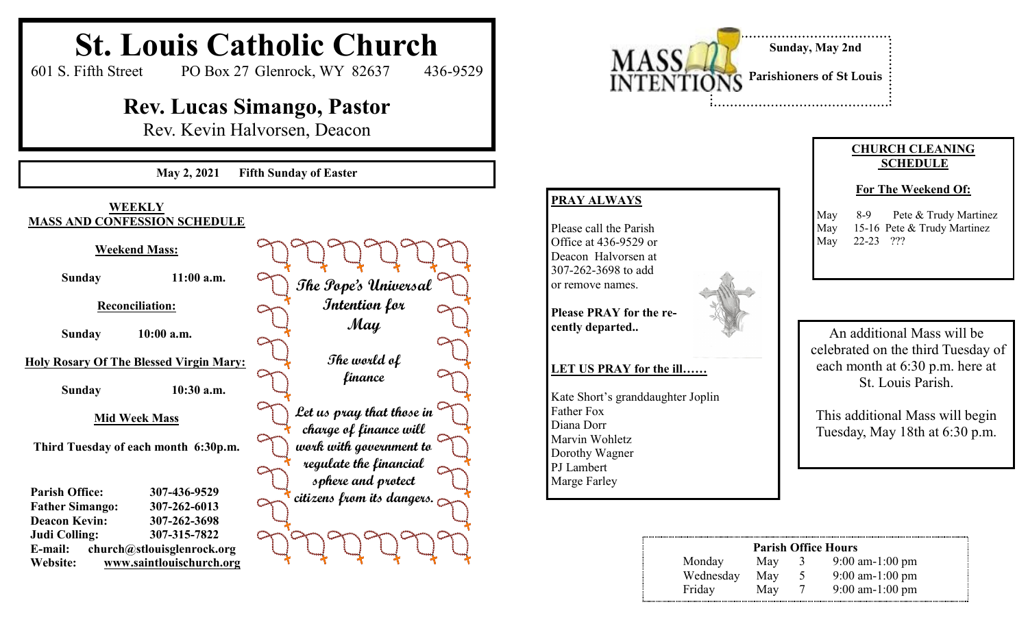# St. Louis Catholic Church

601 S. Fifth Street    PO Box 27 Glenrock, WY 82637    436-9529

## Rev. Lucas Simango, Pastor

Rev. Kevin Halvorsen, Deacon

**May 2, 2021    Fifth Sunday of Easter**

**WEEKLY MASS AND CONFESSION SCHEDULE**

**Weekend Mass:**

**Sunday    11:00 a.m.**

**Reconciliation:**

**Sunday    10:00 a.m.**

**Holy Rosary Of The Blessed Virgin Mary:**

**Sunday    10:30 a.m.**

**Mid Week Mass**

**Third Tuesday of each month 6:30p.m.**

**Parish Office:** 307-436-9529
**Father Simango:** 307-262-6013
**Deacon Kevin:** 307-262-3698
**Judi Colling:** 307-315-7822
**E-mail:** church@stlouisglenrock.org
**Website:** www.saintlouischurch.org

*The Pope's Universal Intention for May*

*The world of finance*

*Let us pray that those in charge of finance will work with government to regulate the financial sphere and protect citizens from its dangers.*

**MASS INTENTIONS**

**Sunday, May 2nd**

**Parishioners of St Louis**

**PRAY ALWAYS**

Please call the Parish Office at 436-9529 or Deacon Halvorsen at 307-262-3698 to add or remove names.

**Please PRAY for the recently departed..**

**LET US PRAY for the ill……**

Kate Short's granddaughter Joplin
Father Fox
Diana Dorr
Marvin Wohletz
Dorothy Wagner
PJ Lambert
Marge Farley

**CHURCH CLEANING SCHEDULE**

**For The Weekend Of:**

May 8-9 Pete & Trudy Martinez
May 15-16 Pete & Trudy Martinez
May 22-23 ???

An additional Mass will be celebrated on the third Tuesday of each month at 6:30 p.m. here at St. Louis Parish.

This additional Mass will begin Tuesday, May 18th at 6:30 p.m.

**Parish Office Hours**

| | | | |
|---|---|---|---|
| Monday | May | 3 | 9:00 am-1:00 pm |
| Wednesday | May | 5 | 9:00 am-1:00 pm |
| Friday | May | 7 | 9:00 am-1:00 pm |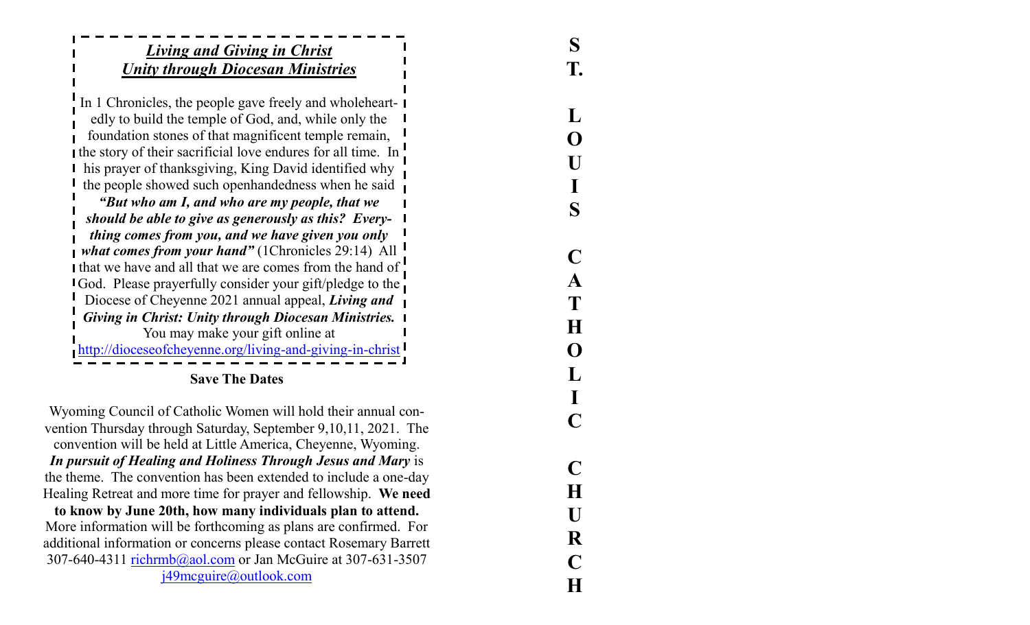## *Living and Giving in Christ*
## *Unity through Diocesan Ministries*

In 1 Chronicles, the people gave freely and wholeheartedly to build the temple of God, and, while only the foundation stones of that magnificent temple remain, the story of their sacrificial love endures for all time. In his prayer of thanksgiving, King David identified why the people showed such openhandedness when he said ***"But who am I, and who are my people, that we should be able to give as generously as this? Everything comes from you, and we have given you only what comes from your hand"*** (1Chronicles 29:14) All that we have and all that we are comes from the hand of God. Please prayerfully consider your gift/pledge to the Diocese of Cheyenne 2021 annual appeal, ***Living and Giving in Christ: Unity through Diocesan Ministries.*** You may make your gift online at http://dioceseofcheyenne.org/living-and-giving-in-christ

**Save The Dates**

Wyoming Council of Catholic Women will hold their annual convention Thursday through Saturday, September 9,10,11, 2021. The convention will be held at Little America, Cheyenne, Wyoming. ***In pursuit of Healing and Holiness Through Jesus and Mary*** is the theme. The convention has been extended to include a one-day Healing Retreat and more time for prayer and fellowship. **We need to know by June 20th, how many individuals plan to attend.** More information will be forthcoming as plans are confirmed. For additional information or concerns please contact Rosemary Barrett 307-640-4311 richrmb@aol.com or Jan McGuire at 307-631-3507 j49mcguire@outlook.com

**ST. LOUIS CATHOLIC CHURCH**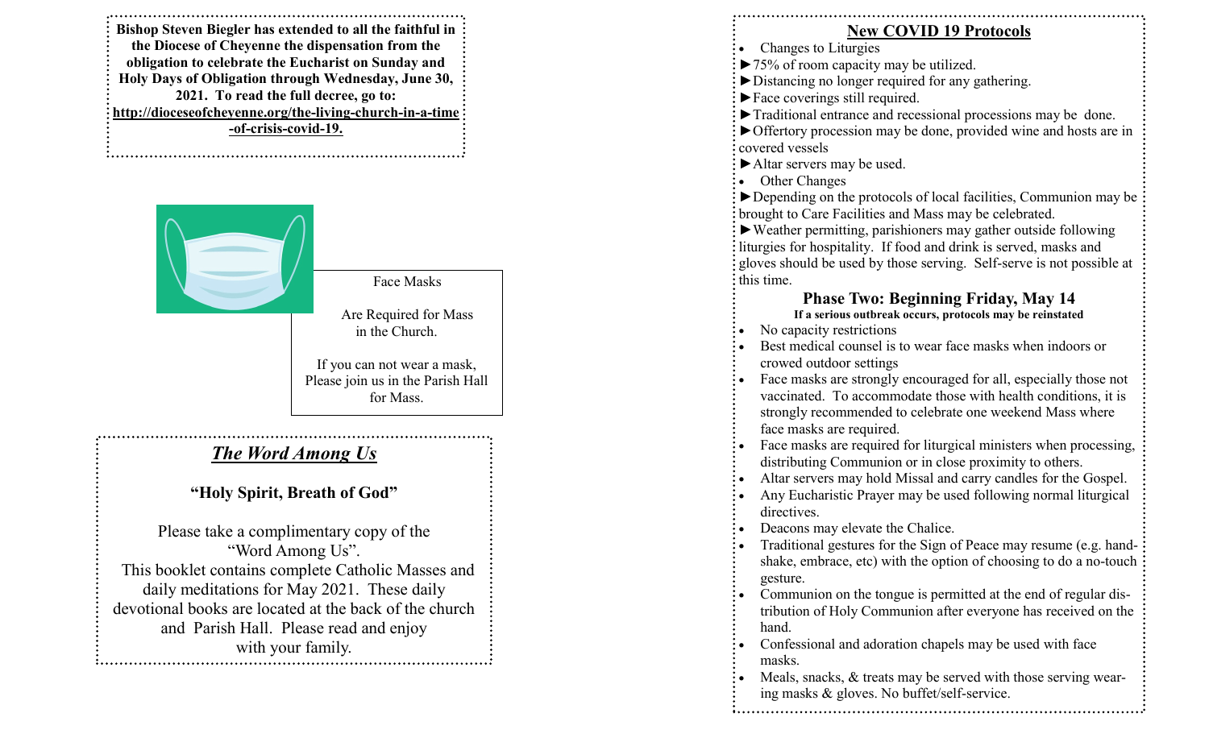**Bishop Steven Biegler has extended to all the faithful in the Diocese of Cheyenne the dispensation from the obligation to celebrate the Eucharist on Sunday and Holy Days of Obligation through Wednesday, June 30, 2021. To read the full decree, go to: http://dioceseofcheyenne.org/the-living-church-in-a-time-of-crisis-covid-19.**

Face Masks

Are Required for Mass in the Church.

If you can not wear a mask, Please join us in the Parish Hall for Mass.

## ***The Word Among Us***

### "Holy Spirit, Breath of God"

Please take a complimentary copy of the "Word Among Us". This booklet contains complete Catholic Masses and daily meditations for May 2021. These daily devotional books are located at the back of the church and Parish Hall. Please read and enjoy with your family.

## New COVID 19 Protocols

- Changes to Liturgies

►75% of room capacity may be utilized.
►Distancing no longer required for any gathering.
►Face coverings still required.
►Traditional entrance and recessional processions may be done.
►Offertory procession may be done, provided wine and hosts are in covered vessels
►Altar servers may be used.

- Other Changes

►Depending on the protocols of local facilities, Communion may be brought to Care Facilities and Mass may be celebrated.
►Weather permitting, parishioners may gather outside following liturgies for hospitality. If food and drink is served, masks and gloves should be used by those serving. Self-serve is not possible at this time.

### Phase Two: Beginning Friday, May 14

**If a serious outbreak occurs, protocols may be reinstated**

- No capacity restrictions
- Best medical counsel is to wear face masks when indoors or crowed outdoor settings
- Face masks are strongly encouraged for all, especially those not vaccinated. To accommodate those with health conditions, it is strongly recommended to celebrate one weekend Mass where face masks are required.
- Face masks are required for liturgical ministers when processing, distributing Communion or in close proximity to others.
- Altar servers may hold Missal and carry candles for the Gospel.
- Any Eucharistic Prayer may be used following normal liturgical directives.
- Deacons may elevate the Chalice.
- Traditional gestures for the Sign of Peace may resume (e.g. handshake, embrace, etc) with the option of choosing to do a no-touch gesture.
- Communion on the tongue is permitted at the end of regular distribution of Holy Communion after everyone has received on the hand.
- Confessional and adoration chapels may be used with face masks.
- Meals, snacks, & treats may be served with those serving wearing masks & gloves. No buffet/self-service.